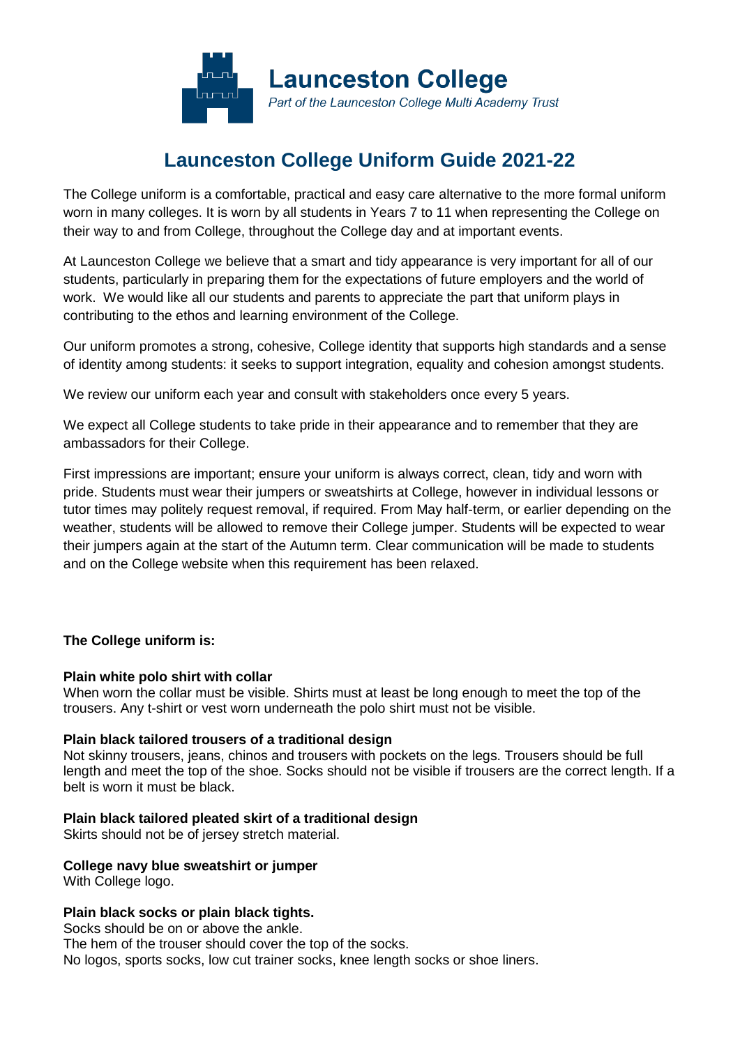**Launceston College**

*Part of the Launceston College Multi Academy Trust*

# Launceston College Uniform Guide 2021-22

The College uniform is a comfortable, practical and easy care alternative to the more formal uniform worn in many colleges. It is worn by all students in Years 7 to 11 when representing the College on their way to and from College, throughout the College day and at important events.

At Launceston College we believe that a smart and tidy appearance is very important for all of our students, particularly in preparing them for the expectations of future employers and the world of work. We would like all our students and parents to appreciate the part that uniform plays in contributing to the ethos and learning environment of the College.

Our uniform promotes a strong, cohesive, College identity that supports high standards and a sense of identity among students: it seeks to support integration, equality and cohesion amongst students.

We review our uniform each year and consult with stakeholders once every 5 years.

We expect all College students to take pride in their appearance and to remember that they are ambassadors for their College.

First impressions are important; ensure your uniform is always correct, clean, tidy and worn with pride. Students must wear their jumpers or sweatshirts at College, however in individual lessons or tutor times may politely request removal, if required. From May half-term, or earlier depending on the weather, students will be allowed to remove their College jumper. Students will be expected to wear their jumpers again at the start of the Autumn term. Clear communication will be made to students and on the College website when this requirement has been relaxed.

**The College uniform is:**

**Plain white polo shirt with collar**
When worn the collar must be visible. Shirts must at least be long enough to meet the top of the trousers. Any t-shirt or vest worn underneath the polo shirt must not be visible.

**Plain black tailored trousers of a traditional design**
Not skinny trousers, jeans, chinos and trousers with pockets on the legs. Trousers should be full length and meet the top of the shoe. Socks should not be visible if trousers are the correct length. If a belt is worn it must be black.

**Plain black tailored pleated skirt of a traditional design**
Skirts should not be of jersey stretch material.

**College navy blue sweatshirt or jumper**
With College logo.

**Plain black socks or plain black tights.**
Socks should be on or above the ankle.
The hem of the trouser should cover the top of the socks.
No logos, sports socks, low cut trainer socks, knee length socks or shoe liners.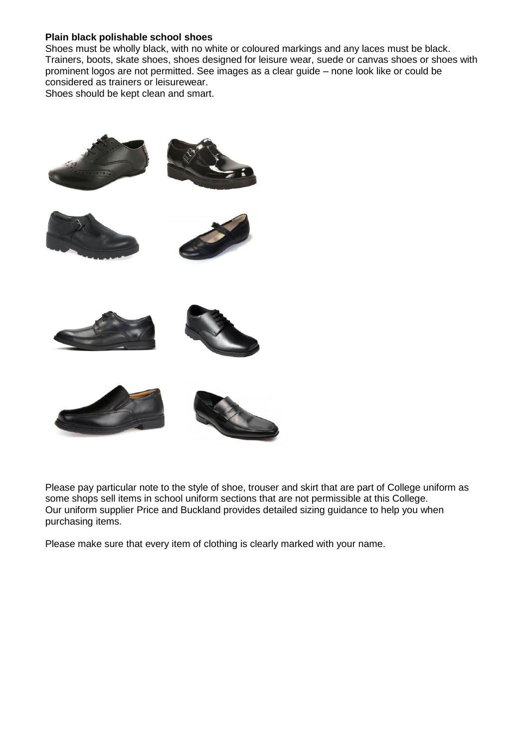**Plain black polishable school shoes**

Shoes must be wholly black, with no white or coloured markings and any laces must be black. Trainers, boots, skate shoes, shoes designed for leisure wear, suede or canvas shoes or shoes with prominent logos are not permitted. See images as a clear guide – none look like or could be considered as trainers or leisurewear.

Shoes should be kept clean and smart.

Please pay particular note to the style of shoe, trouser and skirt that are part of College uniform as some shops sell items in school uniform sections that are not permissible at this College.

Our uniform supplier Price and Buckland provides detailed sizing guidance to help you when purchasing items.

Please make sure that every item of clothing is clearly marked with your name.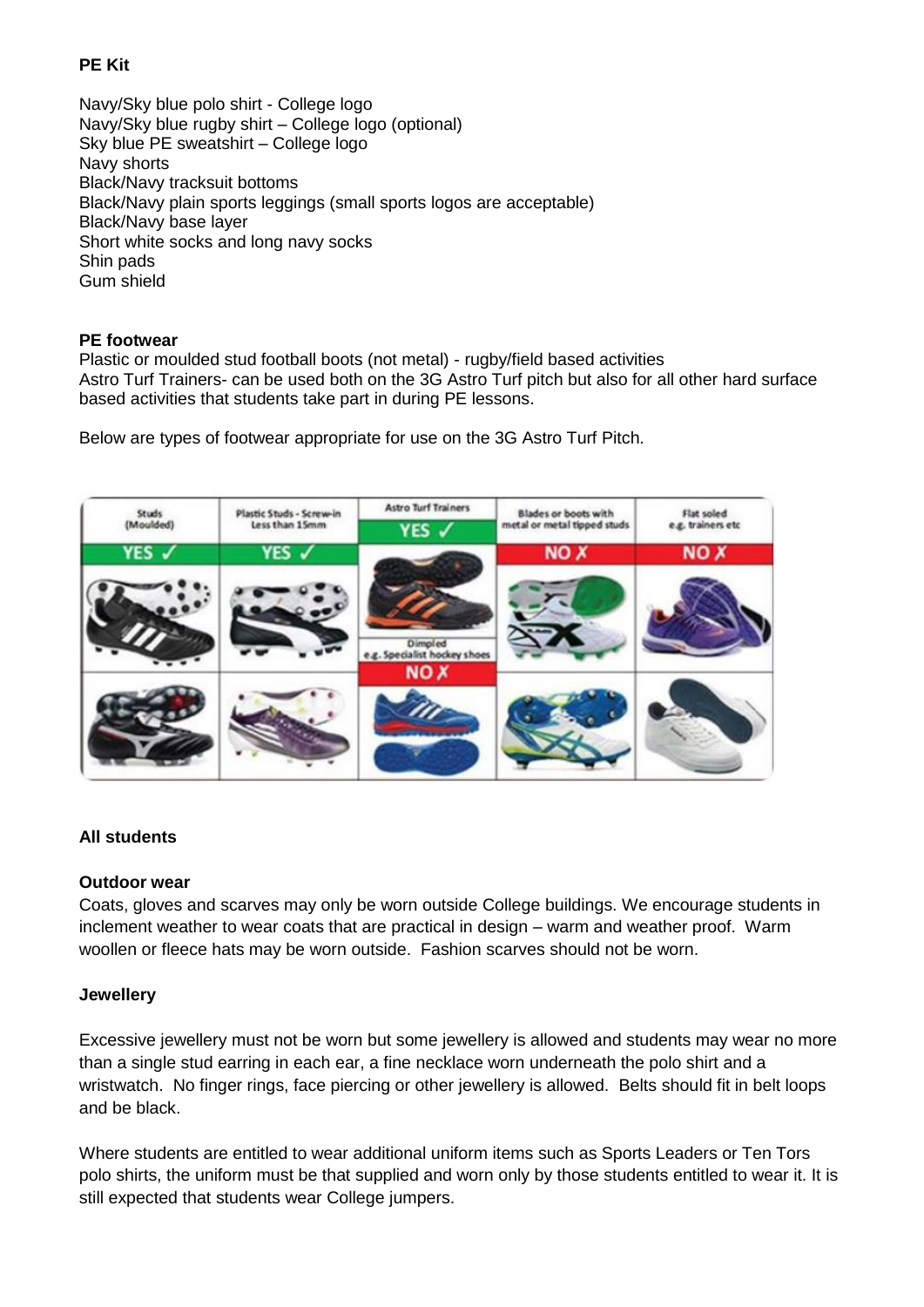**PE Kit**

Navy/Sky blue polo shirt - College logo
Navy/Sky blue rugby shirt – College logo (optional)
Sky blue PE sweatshirt – College logo
Navy shorts
Black/Navy tracksuit bottoms
Black/Navy plain sports leggings (small sports logos are acceptable)
Black/Navy base layer
Short white socks and long navy socks
Shin pads
Gum shield

**PE footwear**

Plastic or moulded stud football boots (not metal) - rugby/field based activities
Astro Turf Trainers- can be used both on the 3G Astro Turf pitch but also for all other hard surface based activities that students take part in during PE lessons.

Below are types of footwear appropriate for use on the 3G Astro Turf Pitch.

| Studs (Moulded) | Plastic Studs - Screw-in Less than 15mm | Astro Turf Trainers | Blades or boots with metal or metal tipped studs | Flat soled e.g. trainers etc |
|---|---|---|---|---|
| YES ✓ | YES ✓ | YES ✓ | NO ✗ | NO ✗ |
| | | Dimpled e.g. Specialist hockey shoes NO ✗ | | |

**All students**

**Outdoor wear**

Coats, gloves and scarves may only be worn outside College buildings. We encourage students in inclement weather to wear coats that are practical in design – warm and weather proof. Warm woollen or fleece hats may be worn outside. Fashion scarves should not be worn.

**Jewellery**

Excessive jewellery must not be worn but some jewellery is allowed and students may wear no more than a single stud earring in each ear, a fine necklace worn underneath the polo shirt and a wristwatch. No finger rings, face piercing or other jewellery is allowed. Belts should fit in belt loops and be black.

Where students are entitled to wear additional uniform items such as Sports Leaders or Ten Tors polo shirts, the uniform must be that supplied and worn only by those students entitled to wear it. It is still expected that students wear College jumpers.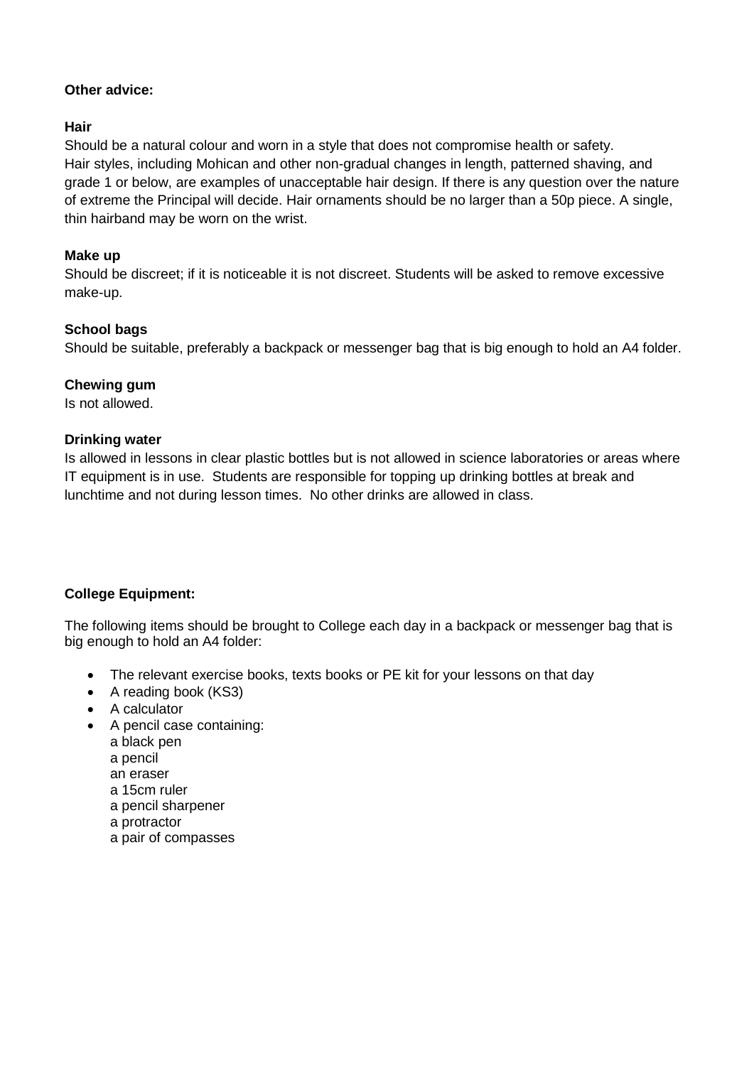**Other advice:**

**Hair**

Should be a natural colour and worn in a style that does not compromise health or safety.
Hair styles, including Mohican and other non-gradual changes in length, patterned shaving, and grade 1 or below, are examples of unacceptable hair design. If there is any question over the nature of extreme the Principal will decide. Hair ornaments should be no larger than a 50p piece. A single, thin hairband may be worn on the wrist.

**Make up**

Should be discreet; if it is noticeable it is not discreet. Students will be asked to remove excessive make-up.

**School bags**

Should be suitable, preferably a backpack or messenger bag that is big enough to hold an A4 folder.

**Chewing gum**

Is not allowed.

**Drinking water**

Is allowed in lessons in clear plastic bottles but is not allowed in science laboratories or areas where IT equipment is in use. Students are responsible for topping up drinking bottles at break and lunchtime and not during lesson times. No other drinks are allowed in class.

**College Equipment:**

The following items should be brought to College each day in a backpack or messenger bag that is big enough to hold an A4 folder:

- The relevant exercise books, texts books or PE kit for your lessons on that day
- A reading book (KS3)
- A calculator
- A pencil case containing:
  a black pen
  a pencil
  an eraser
  a 15cm ruler
  a pencil sharpener
  a protractor
  a pair of compasses